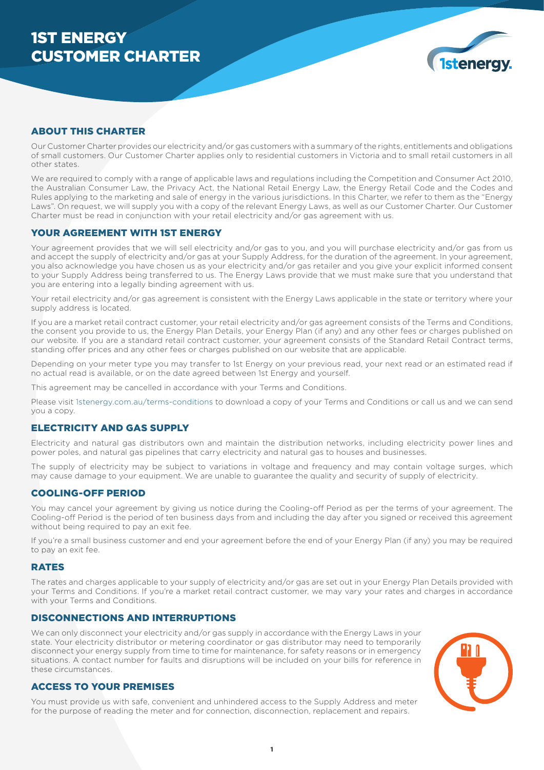# 1ST ENERGY CUSTOMER CHARTER

## ABOUT THIS CHARTER

Our Customer Charter provides our electricity and/or gas customers with a summary of the rights, entitlements and obligations of small customers. Our Customer Charter applies only to residential customers in Victoria and to small retail customers in all other states.

We are required to comply with a range of applicable laws and regulations including the Competition and Consumer Act 2010, the Australian Consumer Law, the Privacy Act, the National Retail Energy Law, the Energy Retail Code and the Codes and Rules applying to the marketing and sale of energy in the various jurisdictions. In this Charter, we refer to them as the "Energy Laws". On request, we will supply you with a copy of the relevant Energy Laws, as well as our Customer Charter. Our Customer Charter must be read in conjunction with your retail electricity and/or gas agreement with us.

## YOUR AGREEMENT WITH 1ST ENERGY

Your agreement provides that we will sell electricity and/or gas to you, and you will purchase electricity and/or gas from us and accept the supply of electricity and/or gas at your Supply Address, for the duration of the agreement. In your agreement, you also acknowledge you have chosen us as your electricity and/or gas retailer and you give your explicit informed consent to your Supply Address being transferred to us. The Energy Laws provide that we must make sure that you understand that you are entering into a legally binding agreement with us.

Your retail electricity and/or gas agreement is consistent with the Energy Laws applicable in the state or territory where your supply address is located.

If you are a market retail contract customer, your retail electricity and/or gas agreement consists of the Terms and Conditions, the consent you provide to us, the Energy Plan Details, your Energy Plan (if any) and any other fees or charges published on our website. If you are a standard retail contract customer, your agreement consists of the Standard Retail Contract terms, standing offer prices and any other fees or charges published on our website that are applicable.

Depending on your meter type you may transfer to 1st Energy on your previous read, your next read or an estimated read if no actual read is available, or on the date agreed between 1st Energy and yourself.

This agreement may be cancelled in accordance with your Terms and Conditions.

Please visit 1stenergy.com.au/terms-conditions to download a copy of your Terms and Conditions or call us and we can send you a copy.

## ELECTRICITY AND GAS SUPPLY

Electricity and natural gas distributors own and maintain the distribution networks, including electricity power lines and power poles, and natural gas pipelines that carry electricity and natural gas to houses and businesses.

The supply of electricity may be subject to variations in voltage and frequency and may contain voltage surges, which may cause damage to your equipment. We are unable to guarantee the quality and security of supply of electricity.

## COOLING-OFF PERIOD

You may cancel your agreement by giving us notice during the Cooling-off Period as per the terms of your agreement. The Cooling-off Period is the period of ten business days from and including the day after you signed or received this agreement without being required to pay an exit fee.

If you're a small business customer and end your agreement before the end of your Energy Plan (if any) you may be required to pay an exit fee.

## RATES

The rates and charges applicable to your supply of electricity and/or gas are set out in your Energy Plan Details provided with your Terms and Conditions. If you're a market retail contract customer, we may vary your rates and charges in accordance with your Terms and Conditions.

## DISCONNECTIONS AND INTERRUPTIONS

We can only disconnect your electricity and/or gas supply in accordance with the Energy Laws in your state. Your electricity distributor or metering coordinator or gas distributor may need to temporarily disconnect your energy supply from time to time for maintenance, for safety reasons or in emergency situations. A contact number for faults and disruptions will be included on your bills for reference in these circumstances.

## ACCESS TO YOUR PREMISES

You must provide us with safe, convenient and unhindered access to the Supply Address and meter for the purpose of reading the meter and for connection, disconnection, replacement and repairs.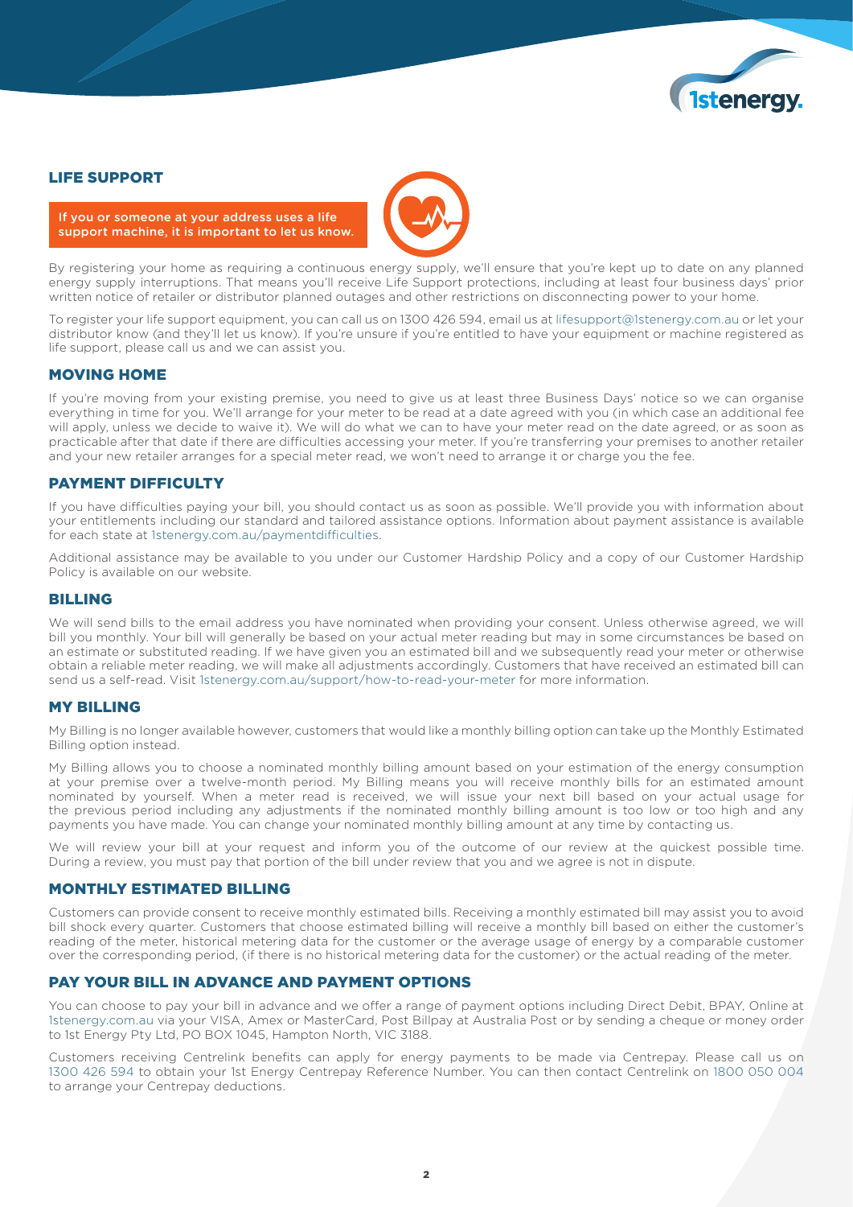## LIFE SUPPORT

**If you or someone at your address uses a life support machine, it is important to let us know.**

By registering your home as requiring a continuous energy supply, we'll ensure that you're kept up to date on any planned energy supply interruptions. That means you'll receive Life Support protections, including at least four business days' prior written notice of retailer or distributor planned outages and other restrictions on disconnecting power to your home.

To register your life support equipment, you can call us on 1300 426 594, email us at lifesupport@1stenergy.com.au or let your distributor know (and they'll let us know). If you're unsure if you're entitled to have your equipment or machine registered as life support, please call us and we can assist you.

## MOVING HOME

If you're moving from your existing premise, you need to give us at least three Business Days' notice so we can organise everything in time for you. We'll arrange for your meter to be read at a date agreed with you (in which case an additional fee will apply, unless we decide to waive it). We will do what we can to have your meter read on the date agreed, or as soon as practicable after that date if there are difficulties accessing your meter. If you're transferring your premises to another retailer and your new retailer arranges for a special meter read, we won't need to arrange it or charge you the fee.

## PAYMENT DIFFICULTY

If you have difficulties paying your bill, you should contact us as soon as possible. We'll provide you with information about your entitlements including our standard and tailored assistance options. Information about payment assistance is available for each state at 1stenergy.com.au/paymentdifficulties.

Additional assistance may be available to you under our Customer Hardship Policy and a copy of our Customer Hardship Policy is available on our website.

## BILLING

We will send bills to the email address you have nominated when providing your consent. Unless otherwise agreed, we will bill you monthly. Your bill will generally be based on your actual meter reading but may in some circumstances be based on an estimate or substituted reading. If we have given you an estimated bill and we subsequently read your meter or otherwise obtain a reliable meter reading, we will make all adjustments accordingly. Customers that have received an estimated bill can send us a self-read. Visit 1stenergy.com.au/support/how-to-read-your-meter for more information.

## MY BILLING

My Billing is no longer available however, customers that would like a monthly billing option can take up the Monthly Estimated Billing option instead.

My Billing allows you to choose a nominated monthly billing amount based on your estimation of the energy consumption at your premise over a twelve-month period. My Billing means you will receive monthly bills for an estimated amount nominated by yourself. When a meter read is received, we will issue your next bill based on your actual usage for the previous period including any adjustments if the nominated monthly billing amount is too low or too high and any payments you have made. You can change your nominated monthly billing amount at any time by contacting us.

We will review your bill at your request and inform you of the outcome of our review at the quickest possible time. During a review, you must pay that portion of the bill under review that you and we agree is not in dispute.

## MONTHLY ESTIMATED BILLING

Customers can provide consent to receive monthly estimated bills. Receiving a monthly estimated bill may assist you to avoid bill shock every quarter. Customers that choose estimated billing will receive a monthly bill based on either the customer's reading of the meter, historical metering data for the customer or the average usage of energy by a comparable customer over the corresponding period, (if there is no historical metering data for the customer) or the actual reading of the meter.

## PAY YOUR BILL IN ADVANCE AND PAYMENT OPTIONS

You can choose to pay your bill in advance and we offer a range of payment options including Direct Debit, BPAY, Online at 1stenergy.com.au via your VISA, Amex or MasterCard, Post Billpay at Australia Post or by sending a cheque or money order to 1st Energy Pty Ltd, PO BOX 1045, Hampton North, VIC 3188.

Customers receiving Centrelink benefits can apply for energy payments to be made via Centrepay. Please call us on 1300 426 594 to obtain your 1st Energy Centrepay Reference Number. You can then contact Centrelink on 1800 050 004 to arrange your Centrepay deductions.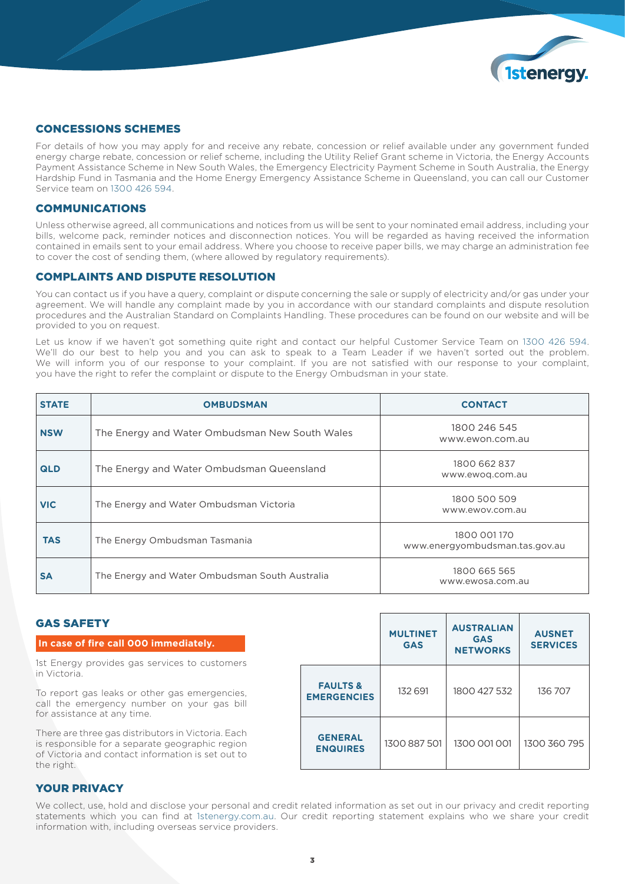## CONCESSIONS SCHEMES

For details of how you may apply for and receive any rebate, concession or relief available under any government funded energy charge rebate, concession or relief scheme, including the Utility Relief Grant scheme in Victoria, the Energy Accounts Payment Assistance Scheme in New South Wales, the Emergency Electricity Payment Scheme in South Australia, the Energy Hardship Fund in Tasmania and the Home Energy Emergency Assistance Scheme in Queensland, you can call our Customer Service team on 1300 426 594.

## COMMUNICATIONS

Unless otherwise agreed, all communications and notices from us will be sent to your nominated email address, including your bills, welcome pack, reminder notices and disconnection notices. You will be regarded as having received the information contained in emails sent to your email address. Where you choose to receive paper bills, we may charge an administration fee to cover the cost of sending them, (where allowed by regulatory requirements).

## COMPLAINTS AND DISPUTE RESOLUTION

You can contact us if you have a query, complaint or dispute concerning the sale or supply of electricity and/or gas under your agreement. We will handle any complaint made by you in accordance with our standard complaints and dispute resolution procedures and the Australian Standard on Complaints Handling. These procedures can be found on our website and will be provided to you on request.

Let us know if we haven't got something quite right and contact our helpful Customer Service Team on 1300 426 594. We'll do our best to help you and you can ask to speak to a Team Leader if we haven't sorted out the problem. We will inform you of our response to your complaint. If you are not satisfied with our response to your complaint, you have the right to refer the complaint or dispute to the Energy Ombudsman in your state.

| STATE | OMBUDSMAN | CONTACT |
|---|---|---|
| NSW | The Energy and Water Ombudsman New South Wales | 1800 246 545<br>www.ewon.com.au |
| QLD | The Energy and Water Ombudsman Queensland | 1800 662 837<br>www.ewoq.com.au |
| VIC | The Energy and Water Ombudsman Victoria | 1800 500 509<br>www.ewov.com.au |
| TAS | The Energy Ombudsman Tasmania | 1800 001 170<br>www.energyombudsman.tas.gov.au |
| SA | The Energy and Water Ombudsman South Australia | 1800 665 565<br>www.ewosa.com.au |

## GAS SAFETY

**In case of fire call 000 immediately.**

1st Energy provides gas services to customers in Victoria.

To report gas leaks or other gas emergencies, call the emergency number on your gas bill for assistance at any time.

There are three gas distributors in Victoria. Each is responsible for a separate geographic region of Victoria and contact information is set out to the right.

| | MULTINET GAS | AUSTRALIAN GAS NETWORKS | AUSNET SERVICES |
|---|---|---|---|
| FAULTS & EMERGENCIES | 132 691 | 1800 427 532 | 136 707 |
| GENERAL ENQUIRES | 1300 887 501 | 1300 001 001 | 1300 360 795 |

## YOUR PRIVACY

We collect, use, hold and disclose your personal and credit related information as set out in our privacy and credit reporting statements which you can find at 1stenergy.com.au. Our credit reporting statement explains who we share your credit information with, including overseas service providers.